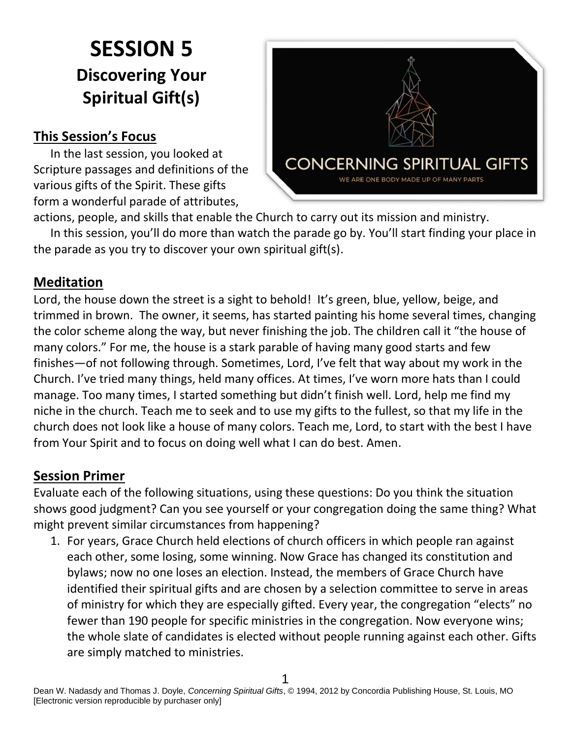# SESSION 5

## Discovering Your Spiritual Gift(s)

### This Session's Focus

In the last session, you looked at Scripture passages and definitions of the various gifts of the Spirit. These gifts form a wonderful parade of attributes, actions, people, and skills that enable the Church to carry out its mission and ministry.

In this session, you'll do more than watch the parade go by. You'll start finding your place in the parade as you try to discover your own spiritual gift(s).

### Meditation

Lord, the house down the street is a sight to behold! It's green, blue, yellow, beige, and trimmed in brown. The owner, it seems, has started painting his home several times, changing the color scheme along the way, but never finishing the job. The children call it "the house of many colors." For me, the house is a stark parable of having many good starts and few finishes—of not following through. Sometimes, Lord, I've felt that way about my work in the Church. I've tried many things, held many offices. At times, I've worn more hats than I could manage. Too many times, I started something but didn't finish well. Lord, help me find my niche in the church. Teach me to seek and to use my gifts to the fullest, so that my life in the church does not look like a house of many colors. Teach me, Lord, to start with the best I have from Your Spirit and to focus on doing well what I can do best. Amen.

### Session Primer

Evaluate each of the following situations, using these questions: Do you think the situation shows good judgment? Can you see yourself or your congregation doing the same thing? What might prevent similar circumstances from happening?

1. For years, Grace Church held elections of church officers in which people ran against each other, some losing, some winning. Now Grace has changed its constitution and bylaws; now no one loses an election. Instead, the members of Grace Church have identified their spiritual gifts and are chosen by a selection committee to serve in areas of ministry for which they are especially gifted. Every year, the congregation "elects" no fewer than 190 people for specific ministries in the congregation. Now everyone wins; the whole slate of candidates is elected without people running against each other. Gifts are simply matched to ministries.

Dean W. Nadasdy and Thomas J. Doyle, *Concerning Spiritual Gifts*, © 1994, 2012 by Concordia Publishing House, St. Louis, MO [Electronic version reproducible by purchaser only]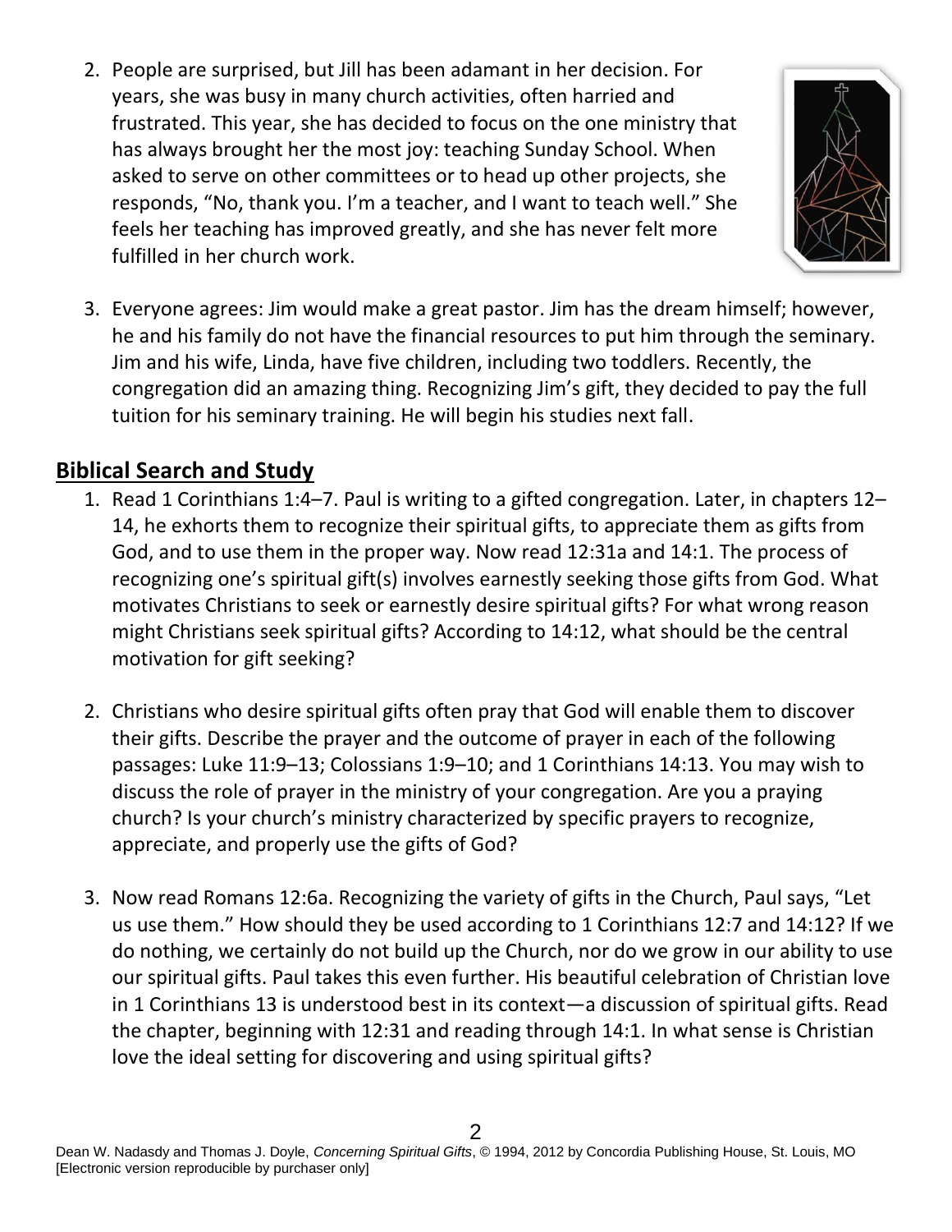2. People are surprised, but Jill has been adamant in her decision. For years, she was busy in many church activities, often harried and frustrated. This year, she has decided to focus on the one ministry that has always brought her the most joy: teaching Sunday School. When asked to serve on other committees or to head up other projects, she responds, "No, thank you. I'm a teacher, and I want to teach well." She feels her teaching has improved greatly, and she has never felt more fulfilled in her church work.

3. Everyone agrees: Jim would make a great pastor. Jim has the dream himself; however, he and his family do not have the financial resources to put him through the seminary. Jim and his wife, Linda, have five children, including two toddlers. Recently, the congregation did an amazing thing. Recognizing Jim's gift, they decided to pay the full tuition for his seminary training. He will begin his studies next fall.

## Biblical Search and Study

1. Read 1 Corinthians 1:4–7. Paul is writing to a gifted congregation. Later, in chapters 12–14, he exhorts them to recognize their spiritual gifts, to appreciate them as gifts from God, and to use them in the proper way. Now read 12:31a and 14:1. The process of recognizing one's spiritual gift(s) involves earnestly seeking those gifts from God. What motivates Christians to seek or earnestly desire spiritual gifts? For what wrong reason might Christians seek spiritual gifts? According to 14:12, what should be the central motivation for gift seeking?

2. Christians who desire spiritual gifts often pray that God will enable them to discover their gifts. Describe the prayer and the outcome of prayer in each of the following passages: Luke 11:9–13; Colossians 1:9–10; and 1 Corinthians 14:13. You may wish to discuss the role of prayer in the ministry of your congregation. Are you a praying church? Is your church's ministry characterized by specific prayers to recognize, appreciate, and properly use the gifts of God?

3. Now read Romans 12:6a. Recognizing the variety of gifts in the Church, Paul says, "Let us use them." How should they be used according to 1 Corinthians 12:7 and 14:12? If we do nothing, we certainly do not build up the Church, nor do we grow in our ability to use our spiritual gifts. Paul takes this even further. His beautiful celebration of Christian love in 1 Corinthians 13 is understood best in its context—a discussion of spiritual gifts. Read the chapter, beginning with 12:31 and reading through 14:1. In what sense is Christian love the ideal setting for discovering and using spiritual gifts?

Dean W. Nadasdy and Thomas J. Doyle, *Concerning Spiritual Gifts*, © 1994, 2012 by Concordia Publishing House, St. Louis, MO [Electronic version reproducible by purchaser only]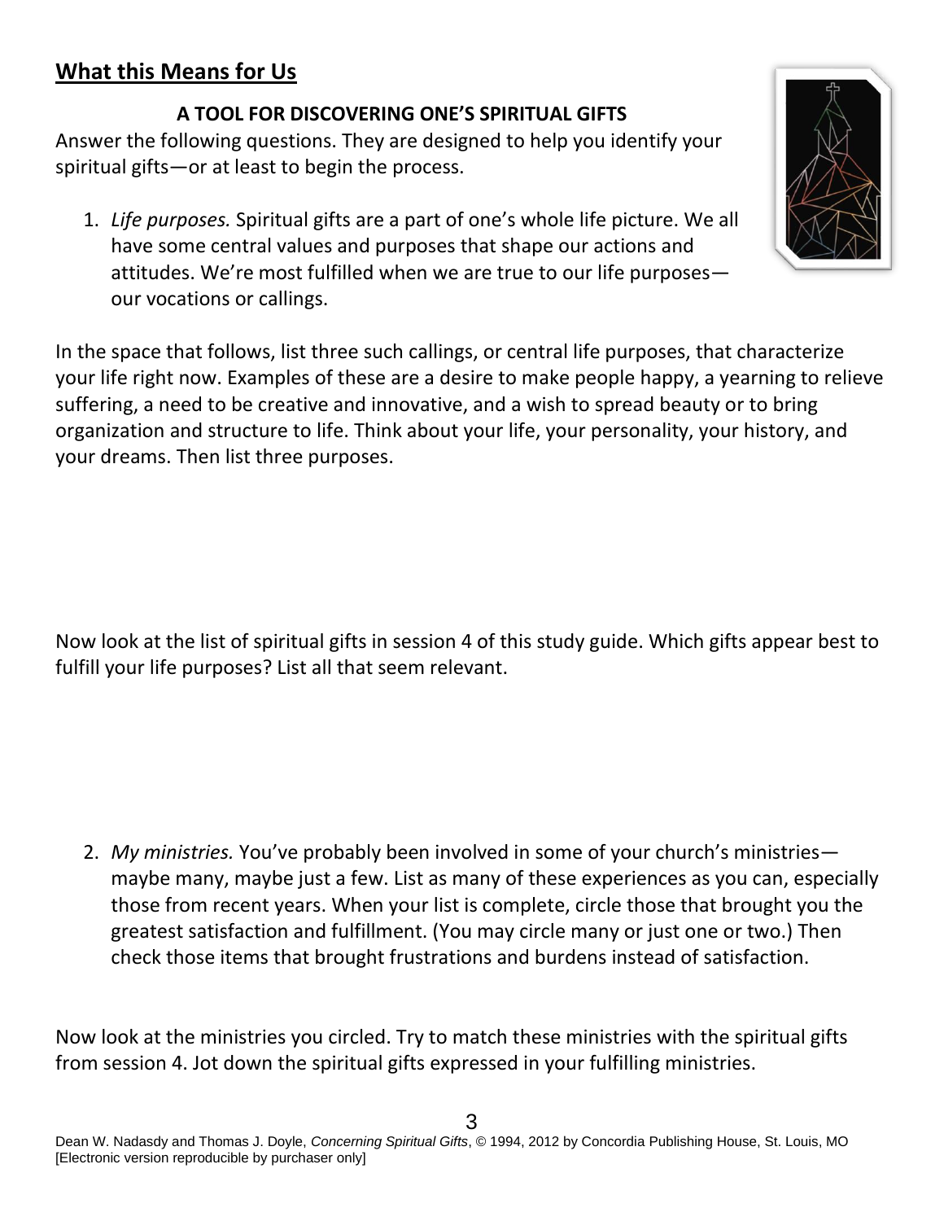## What this Means for Us

### A TOOL FOR DISCOVERING ONE'S SPIRITUAL GIFTS

Answer the following questions. They are designed to help you identify your spiritual gifts—or at least to begin the process.

1. *Life purposes.* Spiritual gifts are a part of one's whole life picture. We all have some central values and purposes that shape our actions and attitudes. We're most fulfilled when we are true to our life purposes—our vocations or callings.

In the space that follows, list three such callings, or central life purposes, that characterize your life right now. Examples of these are a desire to make people happy, a yearning to relieve suffering, a need to be creative and innovative, and a wish to spread beauty or to bring organization and structure to life. Think about your life, your personality, your history, and your dreams. Then list three purposes.

Now look at the list of spiritual gifts in session 4 of this study guide. Which gifts appear best to fulfill your life purposes? List all that seem relevant.

2. *My ministries.* You've probably been involved in some of your church's ministries—maybe many, maybe just a few. List as many of these experiences as you can, especially those from recent years. When your list is complete, circle those that brought you the greatest satisfaction and fulfillment. (You may circle many or just one or two.) Then check those items that brought frustrations and burdens instead of satisfaction.

Now look at the ministries you circled. Try to match these ministries with the spiritual gifts from session 4. Jot down the spiritual gifts expressed in your fulfilling ministries.

Dean W. Nadasdy and Thomas J. Doyle, *Concerning Spiritual Gifts*, © 1994, 2012 by Concordia Publishing House, St. Louis, MO [Electronic version reproducible by purchaser only]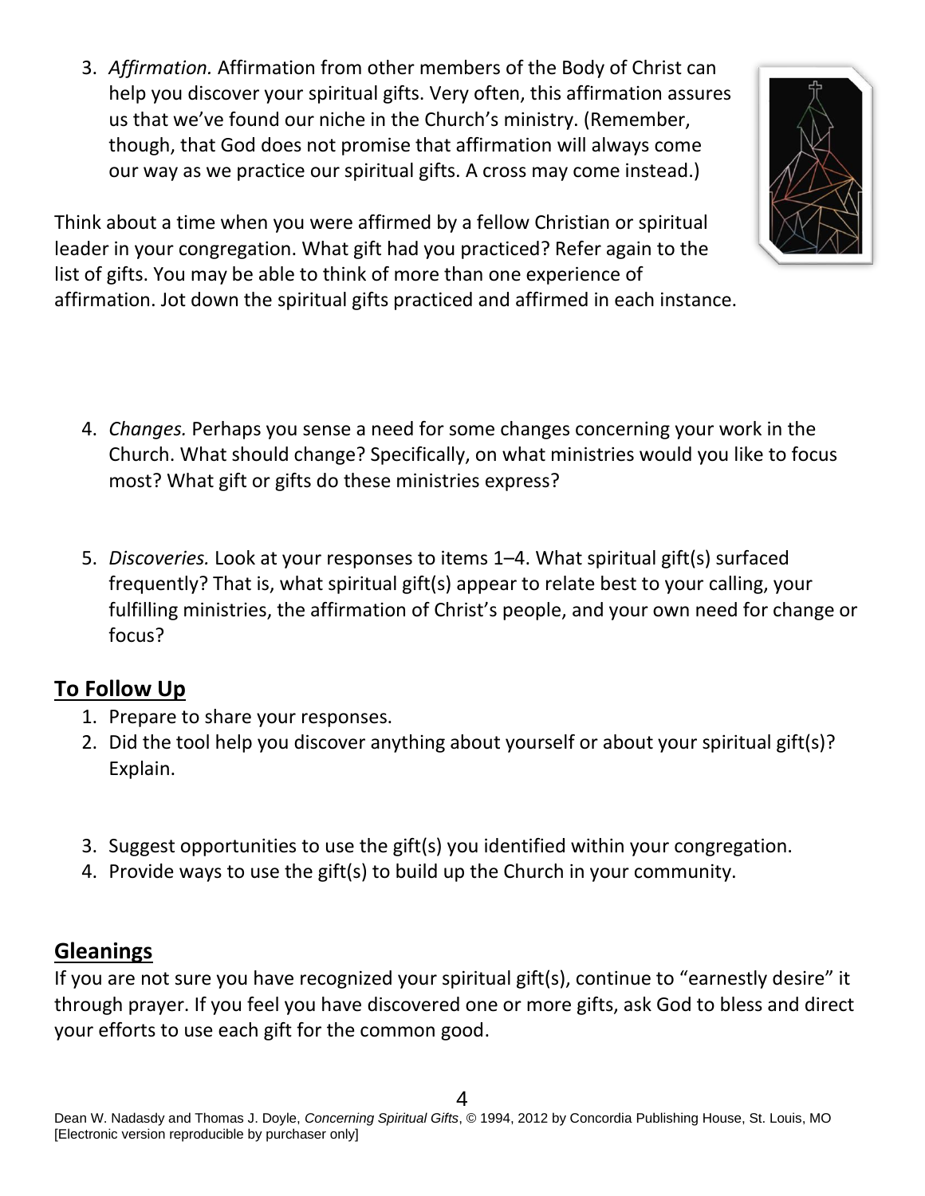3. *Affirmation.* Affirmation from other members of the Body of Christ can help you discover your spiritual gifts. Very often, this affirmation assures us that we've found our niche in the Church's ministry. (Remember, though, that God does not promise that affirmation will always come our way as we practice our spiritual gifts. A cross may come instead.)

Think about a time when you were affirmed by a fellow Christian or spiritual leader in your congregation. What gift had you practiced? Refer again to the list of gifts. You may be able to think of more than one experience of affirmation. Jot down the spiritual gifts practiced and affirmed in each instance.

4. *Changes.* Perhaps you sense a need for some changes concerning your work in the Church. What should change? Specifically, on what ministries would you like to focus most? What gift or gifts do these ministries express?

5. *Discoveries.* Look at your responses to items 1–4. What spiritual gift(s) surfaced frequently? That is, what spiritual gift(s) appear to relate best to your calling, your fulfilling ministries, the affirmation of Christ's people, and your own need for change or focus?

## To Follow Up

1. Prepare to share your responses.
2. Did the tool help you discover anything about yourself or about your spiritual gift(s)? Explain.
3. Suggest opportunities to use the gift(s) you identified within your congregation.
4. Provide ways to use the gift(s) to build up the Church in your community.

## Gleanings

If you are not sure you have recognized your spiritual gift(s), continue to "earnestly desire" it through prayer. If you feel you have discovered one or more gifts, ask God to bless and direct your efforts to use each gift for the common good.

Dean W. Nadasdy and Thomas J. Doyle, *Concerning Spiritual Gifts*, © 1994, 2012 by Concordia Publishing House, St. Louis, MO [Electronic version reproducible by purchaser only]